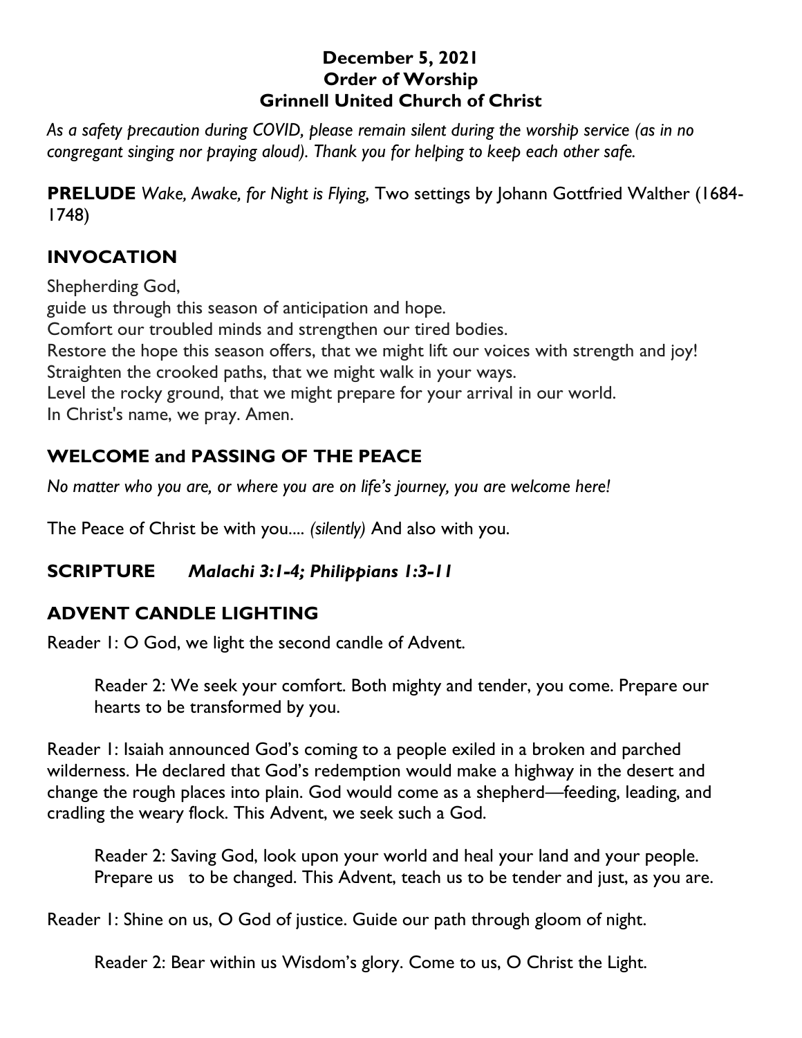**December 5, 2021**
**Order of Worship**
**Grinnell United Church of Christ**

*As a safety precaution during COVID, please remain silent during the worship service (as in no congregant singing nor praying aloud). Thank you for helping to keep each other safe.*

**PRELUDE** *Wake, Awake, for Night is Flying,* Two settings by Johann Gottfried Walther (1684-1748)

## INVOCATION

Shepherding God,
guide us through this season of anticipation and hope.
Comfort our troubled minds and strengthen our tired bodies.
Restore the hope this season offers, that we might lift our voices with strength and joy!
Straighten the crooked paths, that we might walk in your ways.
Level the rocky ground, that we might prepare for your arrival in our world.
In Christ's name, we pray. Amen.

## WELCOME and PASSING OF THE PEACE

*No matter who you are, or where you are on life's journey, you are welcome here!*

The Peace of Christ be with you.... *(silently)* And also with you.

## SCRIPTURE *Malachi 3:1-4; Philippians 1:3-11*

## ADVENT CANDLE LIGHTING

Reader 1: O God, we light the second candle of Advent.

> Reader 2: We seek your comfort. Both mighty and tender, you come. Prepare our hearts to be transformed by you.

Reader 1: Isaiah announced God's coming to a people exiled in a broken and parched wilderness. He declared that God's redemption would make a highway in the desert and change the rough places into plain. God would come as a shepherd—feeding, leading, and cradling the weary flock. This Advent, we seek such a God.

> Reader 2: Saving God, look upon your world and heal your land and your people. Prepare us to be changed. This Advent, teach us to be tender and just, as you are.

Reader 1: Shine on us, O God of justice. Guide our path through gloom of night.

> Reader 2: Bear within us Wisdom's glory. Come to us, O Christ the Light.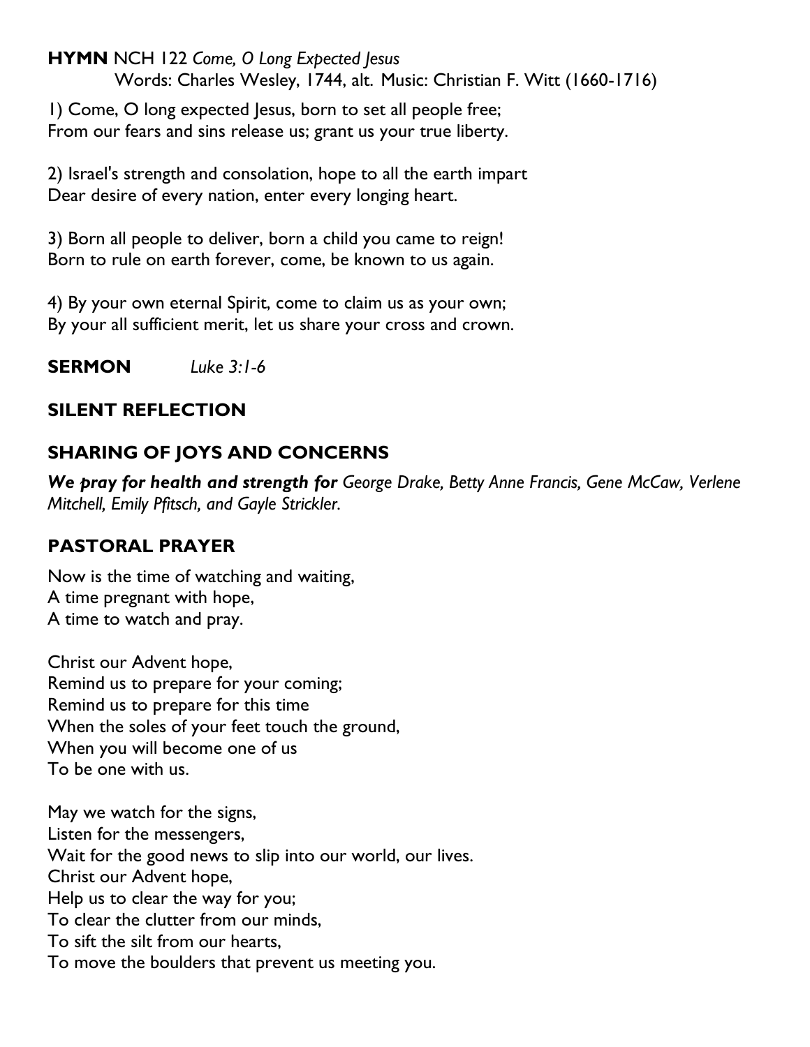**HYMN** NCH 122 *Come, O Long Expected Jesus*
Words: Charles Wesley, 1744, alt. Music: Christian F. Witt (1660-1716)

1) Come, O long expected Jesus, born to set all people free;
From our fears and sins release us; grant us your true liberty.

2) Israel's strength and consolation, hope to all the earth impart
Dear desire of every nation, enter every longing heart.

3) Born all people to deliver, born a child you came to reign!
Born to rule on earth forever, come, be known to us again.

4) By your own eternal Spirit, come to claim us as your own;
By your all sufficient merit, let us share your cross and crown.

**SERMON** *Luke 3:1-6*

## SILENT REFLECTION

## SHARING OF JOYS AND CONCERNS

***We pray for health and strength for*** *George Drake, Betty Anne Francis, Gene McCaw, Verlene Mitchell, Emily Pfitsch, and Gayle Strickler.*

## PASTORAL PRAYER

Now is the time of watching and waiting,
A time pregnant with hope,
A time to watch and pray.

Christ our Advent hope,
Remind us to prepare for your coming;
Remind us to prepare for this time
When the soles of your feet touch the ground,
When you will become one of us
To be one with us.

May we watch for the signs,
Listen for the messengers,
Wait for the good news to slip into our world, our lives.
Christ our Advent hope,
Help us to clear the way for you;
To clear the clutter from our minds,
To sift the silt from our hearts,
To move the boulders that prevent us meeting you.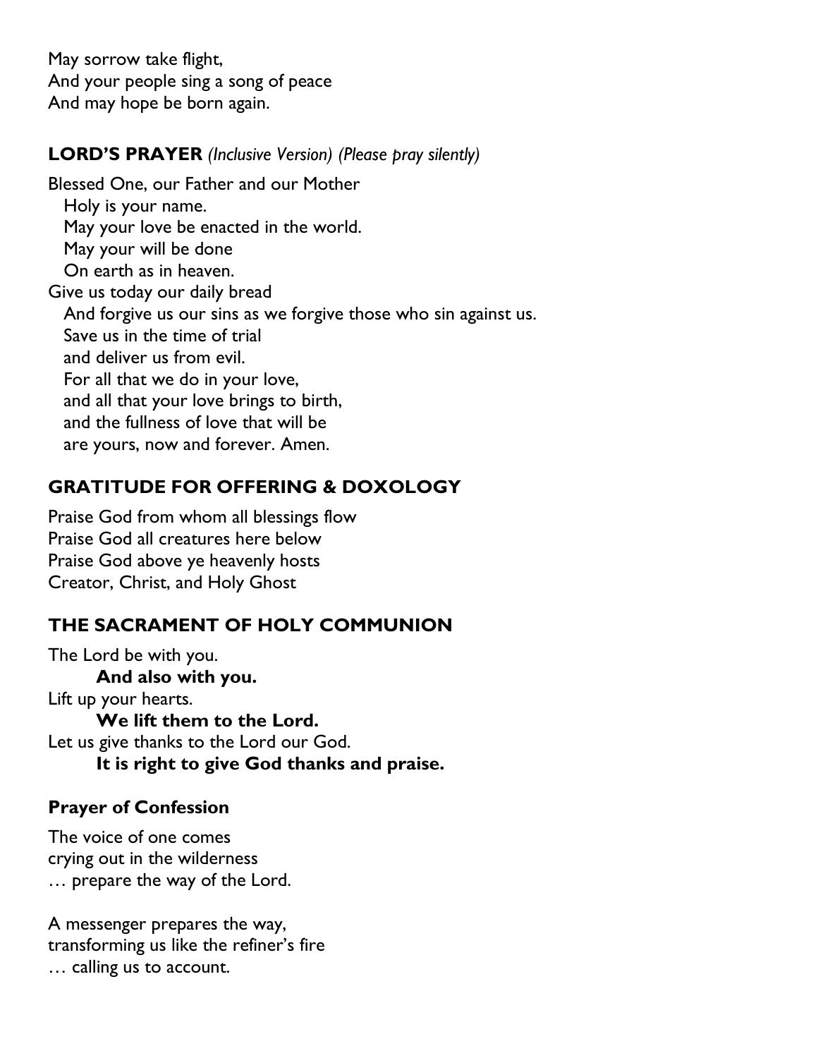May sorrow take flight,
And your people sing a song of peace
And may hope be born again.

**LORD'S PRAYER** *(Inclusive Version) (Please pray silently)*

Blessed One, our Father and our Mother
  Holy is your name.
  May your love be enacted in the world.
  May your will be done
  On earth as in heaven.
Give us today our daily bread
  And forgive us our sins as we forgive those who sin against us.
  Save us in the time of trial
  and deliver us from evil.
  For all that we do in your love,
  and all that your love brings to birth,
  and the fullness of love that will be
  are yours, now and forever. Amen.

## GRATITUDE FOR OFFERING & DOXOLOGY

Praise God from whom all blessings flow
Praise God all creatures here below
Praise God above ye heavenly hosts
Creator, Christ, and Holy Ghost

## THE SACRAMENT OF HOLY COMMUNION

The Lord be with you.
  **And also with you.**
Lift up your hearts.
  **We lift them to the Lord.**
Let us give thanks to the Lord our God.
  **It is right to give God thanks and praise.**

### Prayer of Confession

The voice of one comes
crying out in the wilderness
… prepare the way of the Lord.

A messenger prepares the way,
transforming us like the refiner's fire
… calling us to account.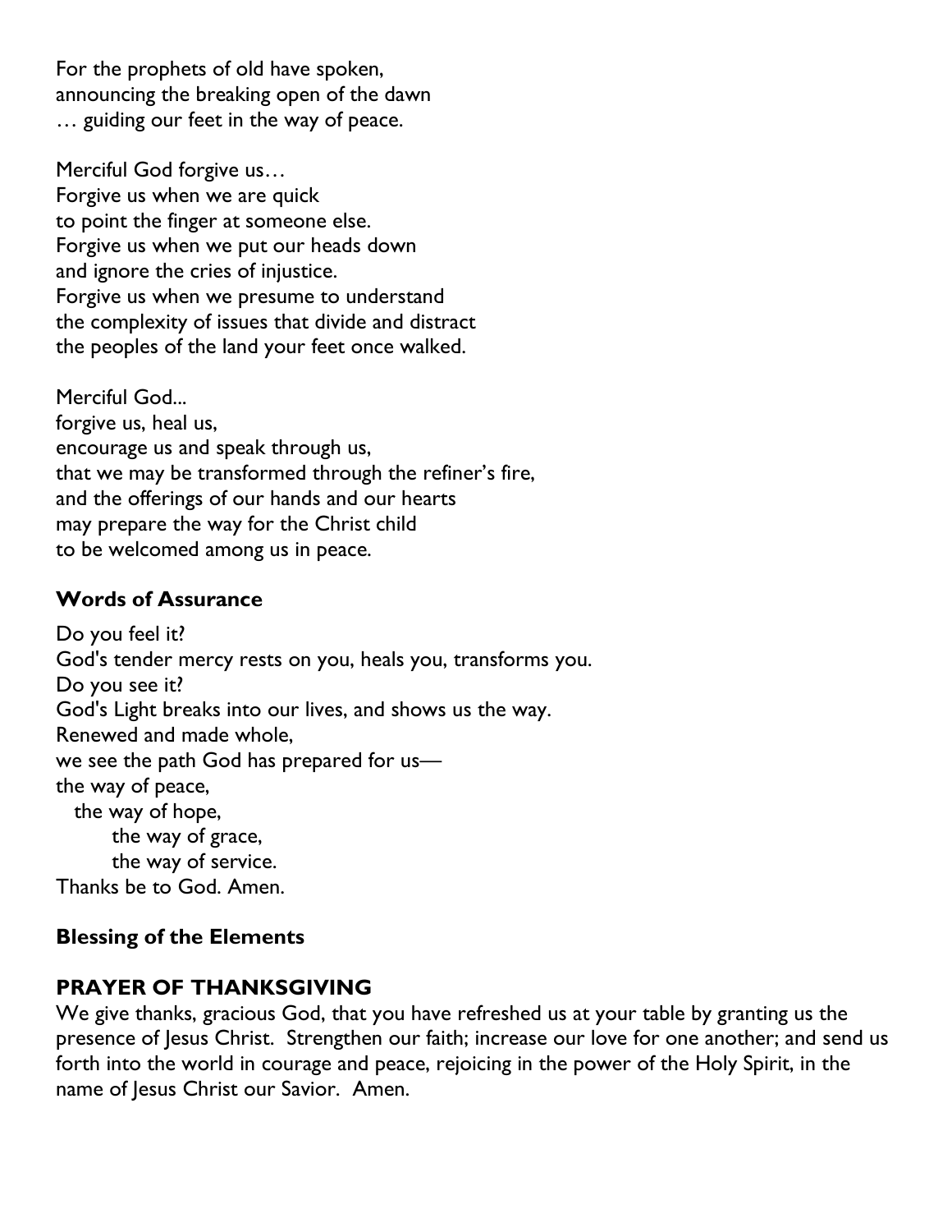For the prophets of old have spoken,
announcing the breaking open of the dawn
… guiding our feet in the way of peace.

Merciful God forgive us…
Forgive us when we are quick
to point the finger at someone else.
Forgive us when we put our heads down
and ignore the cries of injustice.
Forgive us when we presume to understand
the complexity of issues that divide and distract
the peoples of the land your feet once walked.

Merciful God...
forgive us, heal us,
encourage us and speak through us,
that we may be transformed through the refiner's fire,
and the offerings of our hands and our hearts
may prepare the way for the Christ child
to be welcomed among us in peace.

**Words of Assurance**

Do you feel it?
God's tender mercy rests on you, heals you, transforms you.
Do you see it?
God's Light breaks into our lives, and shows us the way.
Renewed and made whole,
we see the path God has prepared for us—
the way of peace,
  the way of hope,
    the way of grace,
    the way of service.
Thanks be to God. Amen.

**Blessing of the Elements**

**PRAYER OF THANKSGIVING**

We give thanks, gracious God, that you have refreshed us at your table by granting us the presence of Jesus Christ. Strengthen our faith; increase our love for one another; and send us forth into the world in courage and peace, rejoicing in the power of the Holy Spirit, in the name of Jesus Christ our Savior. Amen.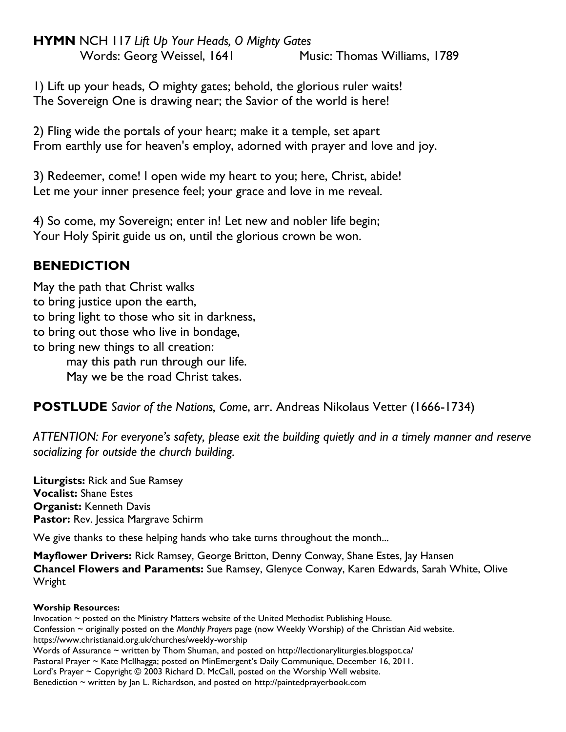**HYMN** NCH 117 *Lift Up Your Heads, O Mighty Gates*
Words: Georg Weissel, 1641 Music: Thomas Williams, 1789

1) Lift up your heads, O mighty gates; behold, the glorious ruler waits!
The Sovereign One is drawing near; the Savior of the world is here!

2) Fling wide the portals of your heart; make it a temple, set apart
From earthly use for heaven's employ, adorned with prayer and love and joy.

3) Redeemer, come! I open wide my heart to you; here, Christ, abide!
Let me your inner presence feel; your grace and love in me reveal.

4) So come, my Sovereign; enter in! Let new and nobler life begin;
Your Holy Spirit guide us on, until the glorious crown be won.

## BENEDICTION

May the path that Christ walks
to bring justice upon the earth,
to bring light to those who sit in darkness,
to bring out those who live in bondage,
to bring new things to all creation:
may this path run through our life.
May we be the road Christ takes.

**POSTLUDE** *Savior of the Nations, Come*, arr. Andreas Nikolaus Vetter (1666-1734)

*ATTENTION: For everyone's safety, please exit the building quietly and in a timely manner and reserve socializing for outside the church building.*

**Liturgists:** Rick and Sue Ramsey
**Vocalist:** Shane Estes
**Organist:** Kenneth Davis
**Pastor:** Rev. Jessica Margrave Schirm

We give thanks to these helping hands who take turns throughout the month...

**Mayflower Drivers:** Rick Ramsey, George Britton, Denny Conway, Shane Estes, Jay Hansen
**Chancel Flowers and Paraments:** Sue Ramsey, Glenyce Conway, Karen Edwards, Sarah White, Olive Wright

**Worship Resources:**
Invocation ~ posted on the Ministry Matters website of the United Methodist Publishing House.
Confession ~ originally posted on the *Monthly Prayers* page (now Weekly Worship) of the Christian Aid website. https://www.christianaid.org.uk/churches/weekly-worship
Words of Assurance ~ written by Thom Shuman, and posted on http://lectionaryliturgies.blogspot.ca/
Pastoral Prayer ~ Kate McIlhagga; posted on MinEmergent's Daily Communique, December 16, 2011.
Lord's Prayer ~ Copyright © 2003 Richard D. McCall, posted on the Worship Well website.
Benediction ~ written by Jan L. Richardson, and posted on http://paintedprayerbook.com